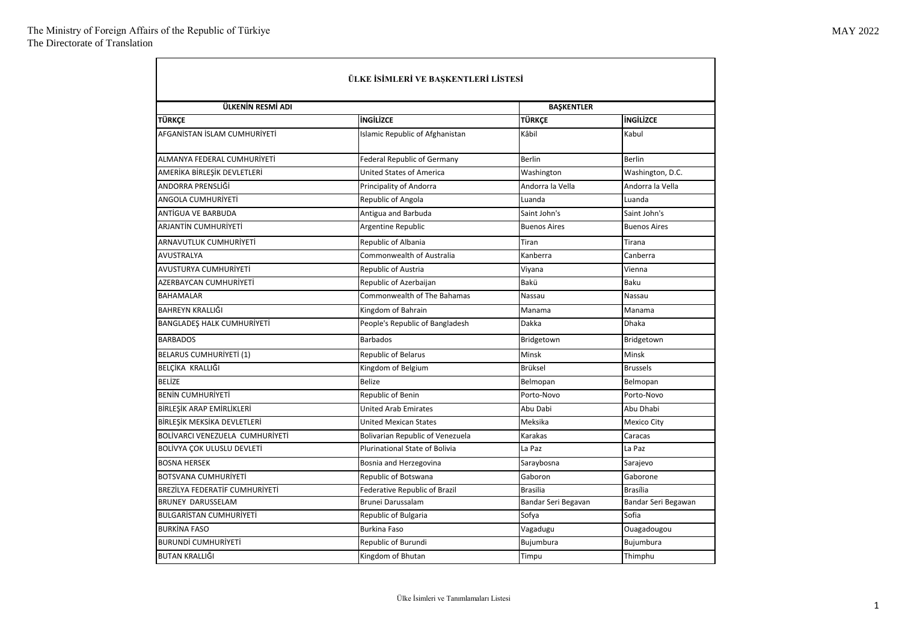The Ministry of Foreign Affairs of the Republic of Türkiye
The Directorate of Translation

MAY 2022

## ÜLKE İSİMLERİ VE BAŞKENTLERİ LİSTESİ

| ÜLKENİN RESMÎ ADI | | BAŞKENTLER | |
|---|---|---|---|
| **TÜRKÇE** | **İNGİLİZCE** | **TÜRKÇE** | **İNGİLİZCE** |
| AFGANİSTAN İSLAM CUMHURİYETİ | Islamic Republic of Afghanistan | Kâbil | Kabul |
| ALMANYA FEDERAL CUMHURİYETİ | Federal Republic of Germany | Berlin | Berlin |
| AMERİKA BİRLEŞİK DEVLETLERİ | United States of America | Washington | Washington, D.C. |
| ANDORRA PRENSLİĞİ | Principality of Andorra | Andorra la Vella | Andorra la Vella |
| ANGOLA CUMHURİYETİ | Republic of Angola | Luanda | Luanda |
| ANTİGUA VE BARBUDA | Antigua and Barbuda | Saint John's | Saint John's |
| ARJANTİN CUMHURİYETİ | Argentine Republic | Buenos Aires | Buenos Aires |
| ARNAVUTLUK CUMHURİYETİ | Republic of Albania | Tiran | Tirana |
| AVUSTRALYA | Commonwealth of Australia | Kanberra | Canberra |
| AVUSTURYA CUMHURİYETİ | Republic of Austria | Viyana | Vienna |
| AZERBAYCAN CUMHURİYETİ | Republic of Azerbaijan | Bakü | Baku |
| BAHAMALAR | Commonwealth of The Bahamas | Nassau | Nassau |
| BAHREYN KRALLIĞI | Kingdom of Bahrain | Manama | Manama |
| BANGLADEŞ HALK CUMHURİYETİ | People's Republic of Bangladesh | Dakka | Dhaka |
| BARBADOS | Barbados | Bridgetown | Bridgetown |
| BELARUS CUMHURİYETİ (1) | Republic of Belarus | Minsk | Minsk |
| BELÇİKA KRALLIĞI | Kingdom of Belgium | Brüksel | Brussels |
| BELİZE | Belize | Belmopan | Belmopan |
| BENİN CUMHURİYETİ | Republic of Benin | Porto-Novo | Porto-Novo |
| BİRLEŞİK ARAP EMİRLİKLERİ | United Arab Emirates | Abu Dabi | Abu Dhabi |
| BİRLEŞİK MEKSİKA DEVLETLERİ | United Mexican States | Meksika | Mexico City |
| BOLİVARCI VENEZUELA CUMHURİYETİ | Bolivarian Republic of Venezuela | Karakas | Caracas |
| BOLİVYA ÇOK ULUSLU DEVLETİ | Plurinational State of Bolivia | La Paz | La Paz |
| BOSNA HERSEK | Bosnia and Herzegovina | Saraybosna | Sarajevo |
| BOTSVANA CUMHURİYETİ | Republic of Botswana | Gaboron | Gaborone |
| BREZİLYA FEDERATİF CUMHURİYETİ | Federative Republic of Brazil | Brasilia | Brasília |
| BRUNEY DARUSSELAM | Brunei Darussalam | Bandar Seri Begavan | Bandar Seri Begawan |
| BULGARİSTAN CUMHURİYETİ | Republic of Bulgaria | Sofya | Sofia |
| BURKİNA FASO | Burkina Faso | Vagadugu | Ouagadougou |
| BURUNDİ CUMHURİYETİ | Republic of Burundi | Bujumbura | Bujumbura |
| BUTAN KRALLIĞI | Kingdom of Bhutan | Timpu | Thimphu |

Ülke İsimleri ve Tanımlamaları Listesi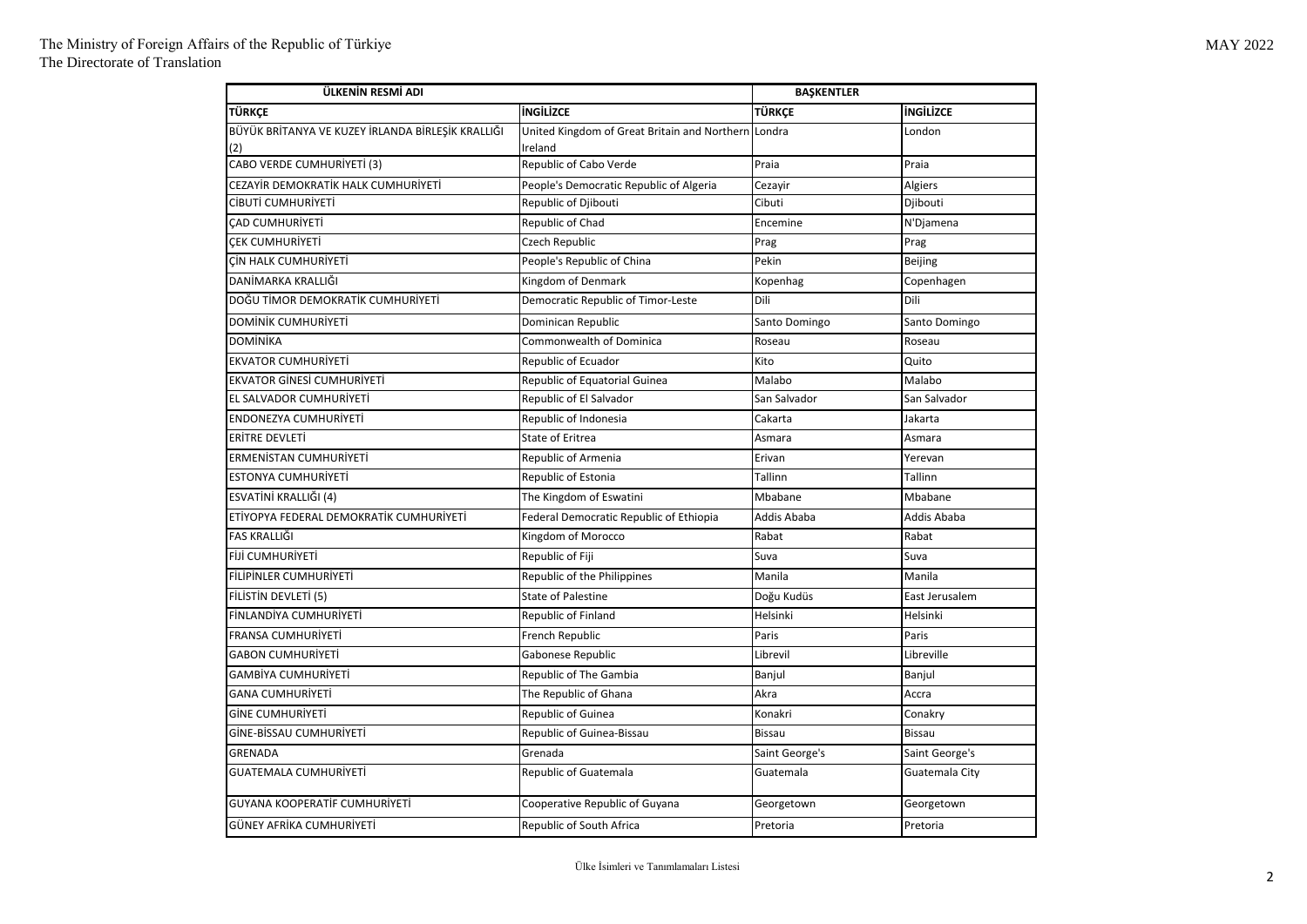| ÜLKENİN RESMİ ADI | | BAŞKENTLER | |
|---|---|---|---|
| TÜRKÇE | İNGİLİZCE | TÜRKÇE | İNGİLİZCE |
| BÜYÜK BRİTANYA VE KUZEY İRLANDA BİRLEŞİK KRALLIĞI (2) | United Kingdom of Great Britain and Northern Ireland | Londra | London |
| CABO VERDE CUMHURİYETİ (3) | Republic of Cabo Verde | Praia | Praia |
| CEZAYİR DEMOKRATİK HALK CUMHURİYETİ | People's Democratic Republic of Algeria | Cezayir | Algiers |
| CİBUTİ CUMHURİYETİ | Republic of Djibouti | Cibuti | Djibouti |
| ÇAD CUMHURİYETİ | Republic of Chad | Encemine | N'Djamena |
| ÇEK CUMHURİYETİ | Czech Republic | Prag | Prag |
| ÇİN HALK CUMHURİYETİ | People's Republic of China | Pekin | Beijing |
| DANİMARKA KRALLIĞI | Kingdom of Denmark | Kopenhag | Copenhagen |
| DOĞU TİMOR DEMOKRATİK CUMHURİYETİ | Democratic Republic of Timor-Leste | Dili | Dili |
| DOMİNİK CUMHURİYETİ | Dominican Republic | Santo Domingo | Santo Domingo |
| DOMİNİKA | Commonwealth of Dominica | Roseau | Roseau |
| EKVATOR CUMHURİYETİ | Republic of Ecuador | Kito | Quito |
| EKVATOR GİNESİ CUMHURİYETİ | Republic of Equatorial Guinea | Malabo | Malabo |
| EL SALVADOR CUMHURİYETİ | Republic of El Salvador | San Salvador | San Salvador |
| ENDONEZYA CUMHURİYETİ | Republic of Indonesia | Cakarta | Jakarta |
| ERİTRE DEVLETİ | State of Eritrea | Asmara | Asmara |
| ERMENİSTAN CUMHURİYETİ | Republic of Armenia | Erivan | Yerevan |
| ESTONYA CUMHURİYETİ | Republic of Estonia | Tallinn | Tallinn |
| ESVATİNİ KRALLIĞI (4) | The Kingdom of Eswatini | Mbabane | Mbabane |
| ETİYOPYA FEDERAL DEMOKRATİK CUMHURİYETİ | Federal Democratic Republic of Ethiopia | Addis Ababa | Addis Ababa |
| FAS KRALLIĞI | Kingdom of Morocco | Rabat | Rabat |
| FİJİ CUMHURİYETİ | Republic of Fiji | Suva | Suva |
| FİLİPİNLER CUMHURİYETİ | Republic of the Philippines | Manila | Manila |
| FİLİSTİN DEVLETİ (5) | State of Palestine | Doğu Kudüs | East Jerusalem |
| FİNLANDİYA CUMHURİYETİ | Republic of Finland | Helsinki | Helsinki |
| FRANSA CUMHURİYETİ | French Republic | Paris | Paris |
| GABON CUMHURİYETİ | Gabonese Republic | Librevil | Libreville |
| GAMBİYA CUMHURİYETİ | Republic of The Gambia | Banjul | Banjul |
| GANA CUMHURİYETİ | The Republic of Ghana | Akra | Accra |
| GİNE CUMHURİYETİ | Republic of Guinea | Konakri | Conakry |
| GİNE-BİSSAU CUMHURİYETİ | Republic of Guinea-Bissau | Bissau | Bissau |
| GRENADA | Grenada | Saint George's | Saint George's |
| GUATEMALA CUMHURİYETİ | Republic of Guatemala | Guatemala | Guatemala City |
| GUYANA KOOPERATİF CUMHURİYETİ | Cooperative Republic of Guyana | Georgetown | Georgetown |
| GÜNEY AFRİKA CUMHURİYETİ | Republic of South Africa | Pretoria | Pretoria |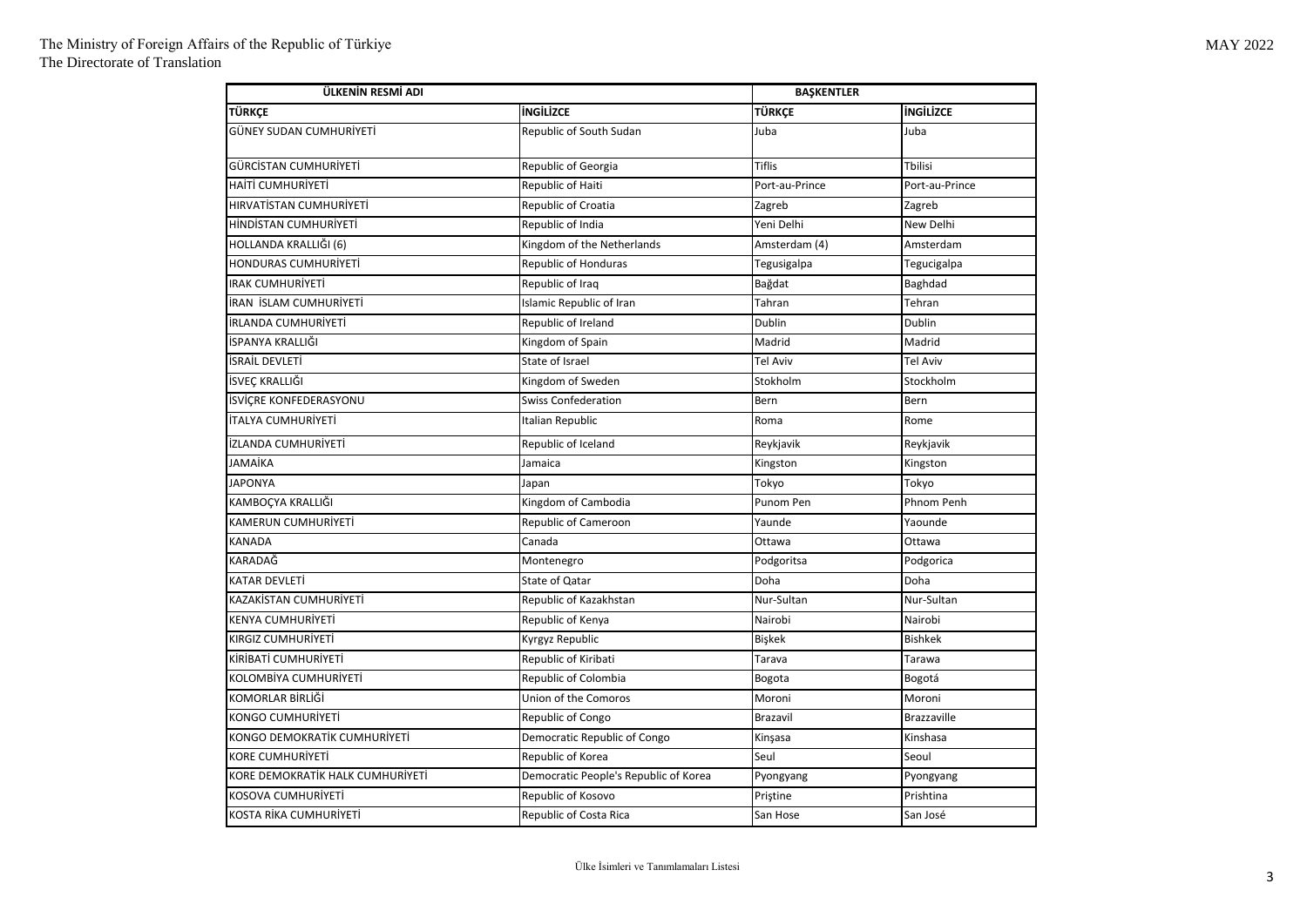| ÜLKENİN RESMİ ADI | | BAŞKENTLER | |
|---|---|---|---|
| TÜRKÇE | İNGİLİZCE | TÜRKÇE | İNGİLİZCE |
| GÜNEY SUDAN CUMHURİYETİ | Republic of South Sudan | Juba | Juba |
| GÜRCİSTAN CUMHURİYETİ | Republic of Georgia | Tiflis | Tbilisi |
| HAİTİ CUMHURİYETİ | Republic of Haiti | Port-au-Prince | Port-au-Prince |
| HIRVATİSTAN CUMHURİYETİ | Republic of Croatia | Zagreb | Zagreb |
| HİNDİSTAN CUMHURİYETİ | Republic of India | Yeni Delhi | New Delhi |
| HOLLANDA KRALLIĞI (6) | Kingdom of the Netherlands | Amsterdam (4) | Amsterdam |
| HONDURAS CUMHURİYETİ | Republic of Honduras | Tegusigalpa | Tegucigalpa |
| IRAK CUMHURİYETİ | Republic of Iraq | Bağdat | Baghdad |
| İRAN İSLAM CUMHURİYETİ | Islamic Republic of Iran | Tahran | Tehran |
| İRLANDA CUMHURİYETİ | Republic of Ireland | Dublin | Dublin |
| İSPANYA KRALLIĞI | Kingdom of Spain | Madrid | Madrid |
| İSRAİL DEVLETİ | State of Israel | Tel Aviv | Tel Aviv |
| İSVEÇ KRALLIĞI | Kingdom of Sweden | Stokholm | Stockholm |
| İSVİÇRE KONFEDERASYONU | Swiss Confederation | Bern | Bern |
| İTALYA CUMHURİYETİ | Italian Republic | Roma | Rome |
| İZLANDA CUMHURİYETİ | Republic of Iceland | Reykjavik | Reykjavik |
| JAMAİKA | Jamaica | Kingston | Kingston |
| JAPONYA | Japan | Tokyo | Tokyo |
| KAMBOÇYA KRALLIĞI | Kingdom of Cambodia | Punom Pen | Phnom Penh |
| KAMERUN CUMHURİYETİ | Republic of Cameroon | Yaunde | Yaounde |
| KANADA | Canada | Ottawa | Ottawa |
| KARADAĞ | Montenegro | Podgoritsa | Podgorica |
| KATAR DEVLETİ | State of Qatar | Doha | Doha |
| KAZAKİSTAN CUMHURİYETİ | Republic of Kazakhstan | Nur-Sultan | Nur-Sultan |
| KENYA CUMHURİYETİ | Republic of Kenya | Nairobi | Nairobi |
| KIRGIZ CUMHURİYETİ | Kyrgyz Republic | Bişkek | Bishkek |
| KİRİBATİ CUMHURİYETİ | Republic of Kiribati | Tarava | Tarawa |
| KOLOMBİYA CUMHURİYETİ | Republic of Colombia | Bogota | Bogotá |
| KOMORLAR BİRLİĞİ | Union of the Comoros | Moroni | Moroni |
| KONGO CUMHURİYETİ | Republic of Congo | Brazavil | Brazzaville |
| KONGO DEMOKRATİK CUMHURİYETİ | Democratic Republic of Congo | Kinşasa | Kinshasa |
| KORE CUMHURİYETİ | Republic of Korea | Seul | Seoul |
| KORE DEMOKRATİK HALK CUMHURİYETİ | Democratic People's Republic of Korea | Pyongyang | Pyongyang |
| KOSOVA CUMHURİYETİ | Republic of Kosovo | Priştine | Prishtina |
| KOSTA RİKA CUMHURİYETİ | Republic of Costa Rica | San Hose | San José |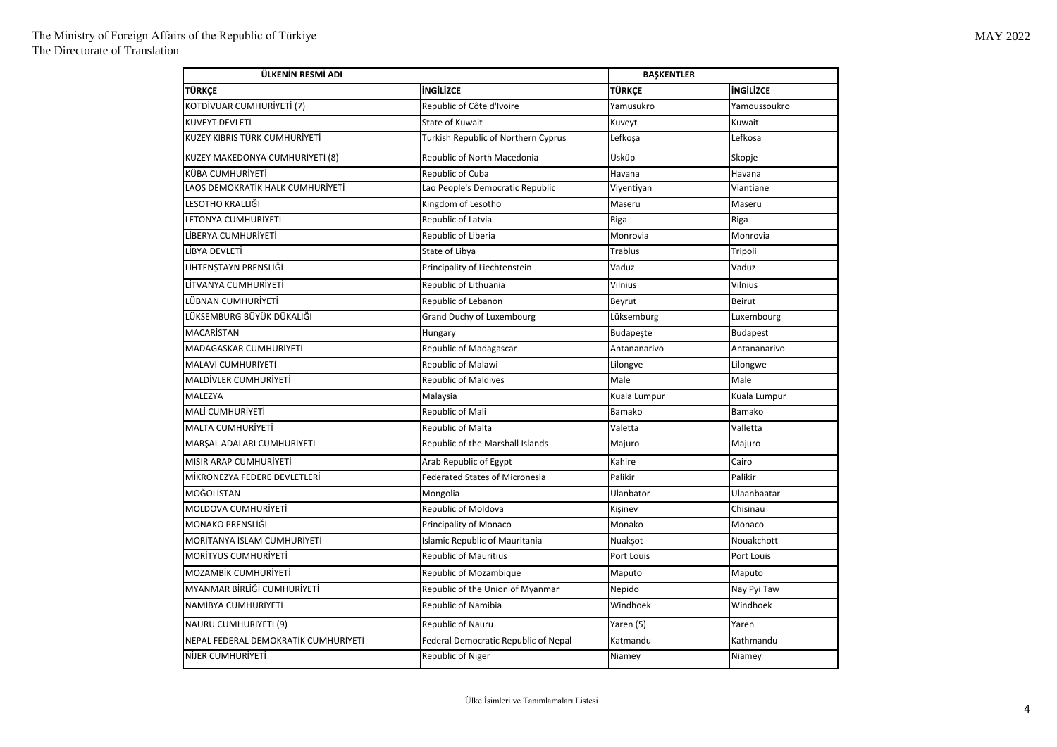| ÜLKENİN RESMİ ADI | | BAŞKENTLER | |
|---|---|---|---|
| TÜRKÇE | İNGİLİZCE | TÜRKÇE | İNGİLİZCE |
| KOTDİVUAR CUMHURİYETİ (7) | Republic of Côte d'Ivoire | Yamusukro | Yamoussoukro |
| KUVEYT DEVLETİ | State of Kuwait | Kuveyt | Kuwait |
| KUZEY KIBRIS TÜRK CUMHURİYETİ | Turkish Republic of Northern Cyprus | Lefkoşa | Lefkosa |
| KUZEY MAKEDONYA CUMHURİYETİ (8) | Republic of North Macedonia | Üsküp | Skopje |
| KÜBA CUMHURİYETİ | Republic of Cuba | Havana | Havana |
| LAOS DEMOKRATİK HALK CUMHURİYETİ | Lao People's Democratic Republic | Viyentiyan | Viantiane |
| LESOTHO KRALLIĞI | Kingdom of Lesotho | Maseru | Maseru |
| LETONYA CUMHURİYETİ | Republic of Latvia | Riga | Riga |
| LİBERYA CUMHURİYETİ | Republic of Liberia | Monrovia | Monrovia |
| LİBYA DEVLETİ | State of Libya | Trablus | Tripoli |
| LİHTENŞTAYN PRENSLİĞİ | Principality of Liechtenstein | Vaduz | Vaduz |
| LİTVANYA CUMHURİYETİ | Republic of Lithuania | Vilnius | Vilnius |
| LÜBNAN CUMHURİYETİ | Republic of Lebanon | Beyrut | Beirut |
| LÜKSEMBURG BÜYÜK DÜKALIĞI | Grand Duchy of Luxembourg | Lüksemburg | Luxembourg |
| MACARİSTAN | Hungary | Budapeşte | Budapest |
| MADAGASKAR CUMHURİYETİ | Republic of Madagascar | Antananarivo | Antananarivo |
| MALAVİ CUMHURİYETİ | Republic of Malawi | Lilongve | Lilongwe |
| MALDİVLER CUMHURİYETİ | Republic of Maldives | Male | Male |
| MALEZYA | Malaysia | Kuala Lumpur | Kuala Lumpur |
| MALİ CUMHURİYETİ | Republic of Mali | Bamako | Bamako |
| MALTA CUMHURİYETİ | Republic of Malta | Valetta | Valletta |
| MARŞAL ADALARI CUMHURİYETİ | Republic of the Marshall Islands | Majuro | Majuro |
| MISIR ARAP CUMHURİYETİ | Arab Republic of Egypt | Kahire | Cairo |
| MİKRONEZYA FEDERE DEVLETLERİ | Federated States of Micronesia | Palikir | Palikir |
| MOĞOLİSTAN | Mongolia | Ulanbator | Ulaanbaatar |
| MOLDOVA CUMHURİYETİ | Republic of Moldova | Kişinev | Chisinau |
| MONAKO PRENSLİĞİ | Principality of Monaco | Monako | Monaco |
| MORİTANYA İSLAM CUMHURİYETİ | Islamic Republic of Mauritania | Nuakşot | Nouakchott |
| MORİTYUS CUMHURİYETİ | Republic of Mauritius | Port Louis | Port Louis |
| MOZAMBİK CUMHURİYETİ | Republic of Mozambique | Maputo | Maputo |
| MYANMAR BİRLİĞİ CUMHURİYETİ | Republic of the Union of Myanmar | Nepido | Nay Pyi Taw |
| NAMİBYA CUMHURİYETİ | Republic of Namibia | Windhoek | Windhoek |
| NAURU CUMHURİYETİ (9) | Republic of Nauru | Yaren (5) | Yaren |
| NEPAL FEDERAL DEMOKRATİK CUMHURİYETİ | Federal Democratic Republic of Nepal | Katmandu | Kathmandu |
| NİJER CUMHURİYETİ | Republic of Niger | Niamey | Niamey |

Ülke İsimleri ve Tanımlamaları Listesi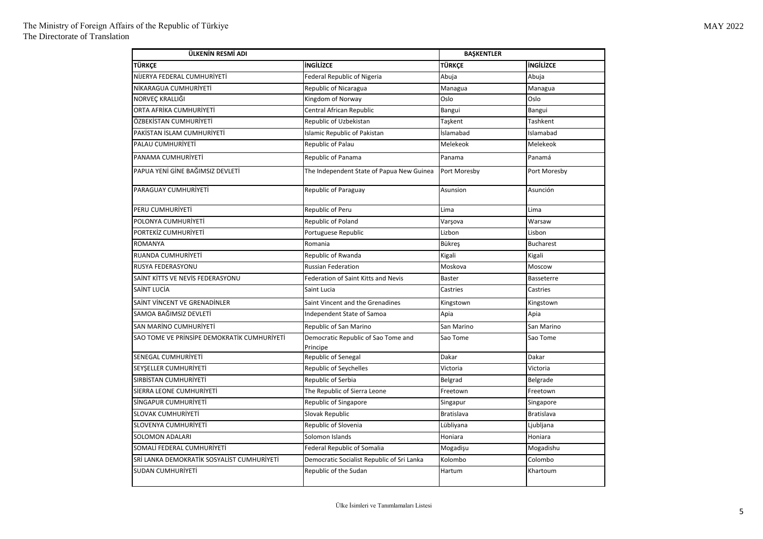| ÜLKENİN RESMİ ADI | | BAŞKENTLER | |
|---|---|---|---|
| TÜRKÇE | İNGİLİZCE | TÜRKÇE | İNGİLİZCE |
| NİJERYA FEDERAL CUMHURİYETİ | Federal Republic of Nigeria | Abuja | Abuja |
| NİKARAGUA CUMHURİYETİ | Republic of Nicaragua | Managua | Managua |
| NORVEÇ KRALLIĞI | Kingdom of Norway | Oslo | Oslo |
| ORTA AFRİKA CUMHURİYETİ | Central African Republic | Bangui | Bangui |
| ÖZBEKİSTAN CUMHURİYETİ | Republic of Uzbekistan | Taşkent | Tashkent |
| PAKİSTAN İSLAM CUMHURİYETİ | Islamic Republic of Pakistan | İslamabad | Islamabad |
| PALAU CUMHURİYETİ | Republic of Palau | Melekeok | Melekeok |
| PANAMA CUMHURİYETİ | Republic of Panama | Panama | Panamá |
| PAPUA YENİ GİNE BAĞIMSIZ DEVLETİ | The Independent State of Papua New Guinea | Port Moresby | Port Moresby |
| PARAGUAY CUMHURİYETİ | Republic of Paraguay | Asunsion | Asunción |
| PERU CUMHURİYETİ | Republic of Peru | Lima | Lima |
| POLONYA CUMHURİYETİ | Republic of Poland | Varşova | Warsaw |
| PORTEKİZ CUMHURİYETİ | Portuguese Republic | Lizbon | Lisbon |
| ROMANYA | Romania | Bükreş | Bucharest |
| RUANDA CUMHURİYETİ | Republic of Rwanda | Kigali | Kigali |
| RUSYA FEDERASYONU | Russian Federation | Moskova | Moscow |
| SAİNT KİTTS VE NEVİS FEDERASYONU | Federation of Saint Kitts and Nevis | Baster | Basseterre |
| SAİNT LUCİA | Saint Lucia | Castries | Castries |
| SAİNT VİNCENT VE GRENADİNLER | Saint Vincent and the Grenadines | Kingstown | Kingstown |
| SAMOA BAĞIMSIZ DEVLETİ | Independent State of Samoa | Apia | Apia |
| SAN MARİNO CUMHURİYETİ | Republic of San Marino | San Marino | San Marino |
| SAO TOME VE PRİNSİPE DEMOKRATİK CUMHURİYETİ | Democratic Republic of Sao Tome and Principe | Sao Tome | Sao Tome |
| SENEGAL CUMHURİYETİ | Republic of Senegal | Dakar | Dakar |
| SEYŞELLER CUMHURİYETİ | Republic of Seychelles | Victoria | Victoria |
| SIRBİSTAN CUMHURİYETİ | Republic of Serbia | Belgrad | Belgrade |
| SİERRA LEONE CUMHURİYETİ | The Republic of Sierra Leone | Freetown | Freetown |
| SİNGAPUR CUMHURİYETİ | Republic of Singapore | Singapur | Singapore |
| SLOVAK CUMHURİYETİ | Slovak Republic | Bratislava | Bratislava |
| SLOVENYA CUMHURİYETİ | Republic of Slovenia | Lübliyana | Ljubljana |
| SOLOMON ADALARI | Solomon Islands | Honiara | Honiara |
| SOMALİ FEDERAL CUMHURİYETİ | Federal Republic of Somalia | Mogadişu | Mogadishu |
| SRİ LANKA DEMOKRATİK SOSYALİST CUMHURİYETİ | Democratic Socialist Republic of Sri Lanka | Kolombo | Colombo |
| SUDAN CUMHURİYETİ | Republic of the Sudan | Hartum | Khartoum |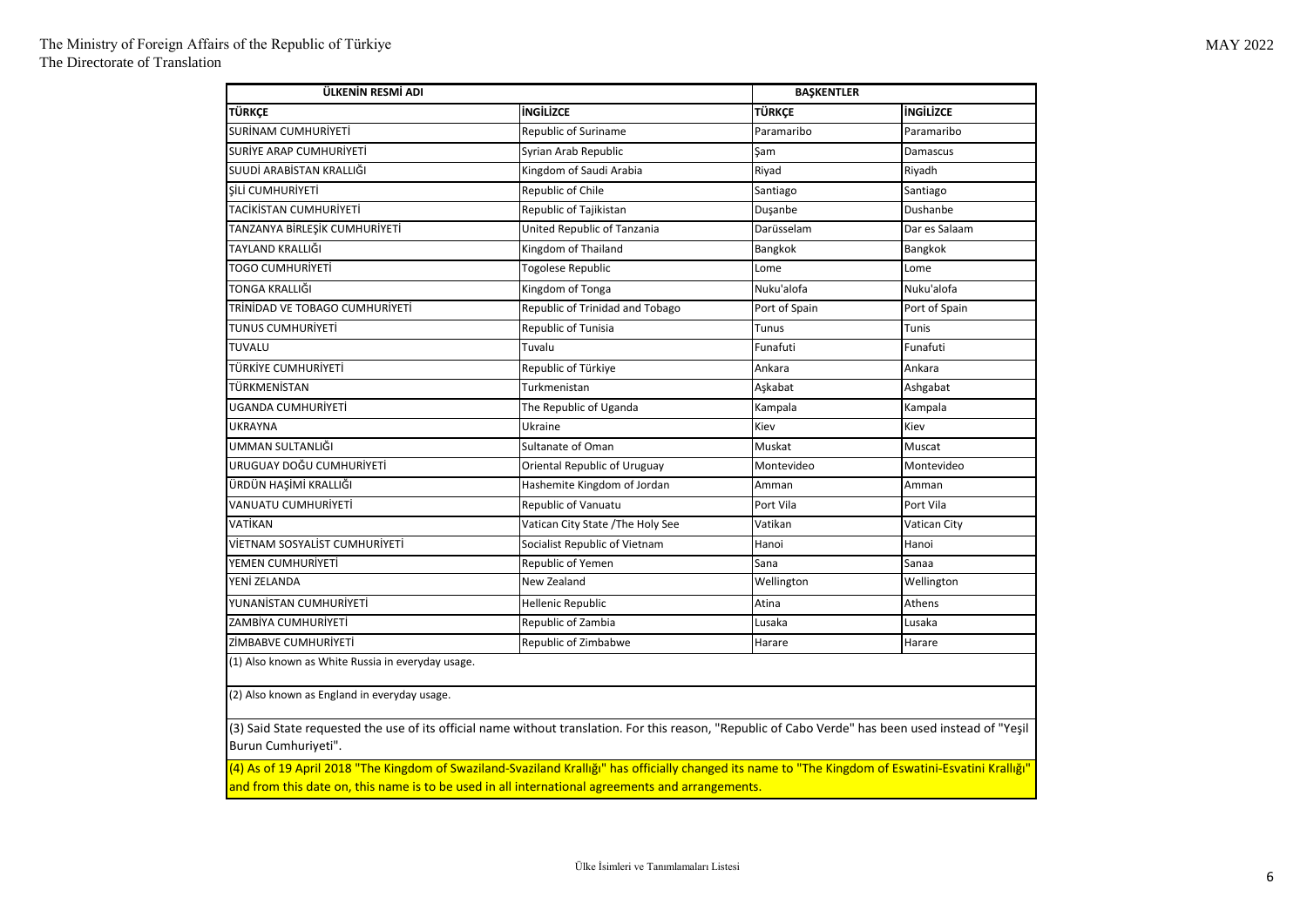| ÜLKENİN RESMİ ADI | | BAŞKENTLER | |
|---|---|---|---|
| TÜRKÇE | İNGİLİZCE | TÜRKÇE | İNGİLİZCE |
| SURİNAM CUMHURİYETİ | Republic of Suriname | Paramaribo | Paramaribo |
| SURİYE ARAP CUMHURİYETİ | Syrian Arab Republic | Şam | Damascus |
| SUUDİ ARABİSTAN KRALLIĞI | Kingdom of Saudi Arabia | Riyad | Riyadh |
| ŞİLİ CUMHURİYETİ | Republic of Chile | Santiago | Santiago |
| TACİKİSTAN CUMHURİYETİ | Republic of Tajikistan | Duşanbe | Dushanbe |
| TANZANYA BİRLEŞİK CUMHURİYETİ | United Republic of Tanzania | Darüsselam | Dar es Salaam |
| TAYLAND KRALLIĞI | Kingdom of Thailand | Bangkok | Bangkok |
| TOGO CUMHURİYETİ | Togolese Republic | Lome | Lome |
| TONGA KRALLIĞI | Kingdom of Tonga | Nuku'alofa | Nuku'alofa |
| TRİNİDAD VE TOBAGO CUMHURİYETİ | Republic of Trinidad and Tobago | Port of Spain | Port of Spain |
| TUNUS CUMHURİYETİ | Republic of Tunisia | Tunus | Tunis |
| TUVALU | Tuvalu | Funafuti | Funafuti |
| TÜRKİYE CUMHURİYETİ | Republic of Türkiye | Ankara | Ankara |
| TÜRKMENİSTAN | Turkmenistan | Aşkabat | Ashgabat |
| UGANDA CUMHURİYETİ | The Republic of Uganda | Kampala | Kampala |
| UKRAYNA | Ukraine | Kiev | Kiev |
| UMMAN SULTANLIĞI | Sultanate of Oman | Muskat | Muscat |
| URUGUAY DOĞU CUMHURİYETİ | Oriental Republic of Uruguay | Montevideo | Montevideo |
| ÜRDÜN HAŞİMİ KRALLIĞI | Hashemite Kingdom of Jordan | Amman | Amman |
| VANUATU CUMHURİYETİ | Republic of Vanuatu | Port Vila | Port Vila |
| VATİKAN | Vatican City State /The Holy See | Vatikan | Vatican City |
| VİETNAM SOSYALİST CUMHURİYETİ | Socialist Republic of Vietnam | Hanoi | Hanoi |
| YEMEN CUMHURİYETİ | Republic of Yemen | Sana | Sanaa |
| YENİ ZELANDA | New Zealand | Wellington | Wellington |
| YUNANİSTAN CUMHURİYETİ | Hellenic Republic | Atina | Athens |
| ZAMBİYA CUMHURİYETİ | Republic of Zambia | Lusaka | Lusaka |
| ZİMBABVE CUMHURİYETİ | Republic of Zimbabwe | Harare | Harare |

(1) Also known as White Russia in everyday usage.

(2) Also known as England in everyday usage.

(3) Said State requested the use of its official name without translation. For this reason, "Republic of Cabo Verde" has been used instead of "Yeşil Burun Cumhuriyeti".

(4) As of 19 April 2018 "The Kingdom of Swaziland-Svaziland Krallığı" has officially changed its name to "The Kingdom of Eswatini-Esvatini Krallığı" and from this date on, this name is to be used in all international agreements and arrangements.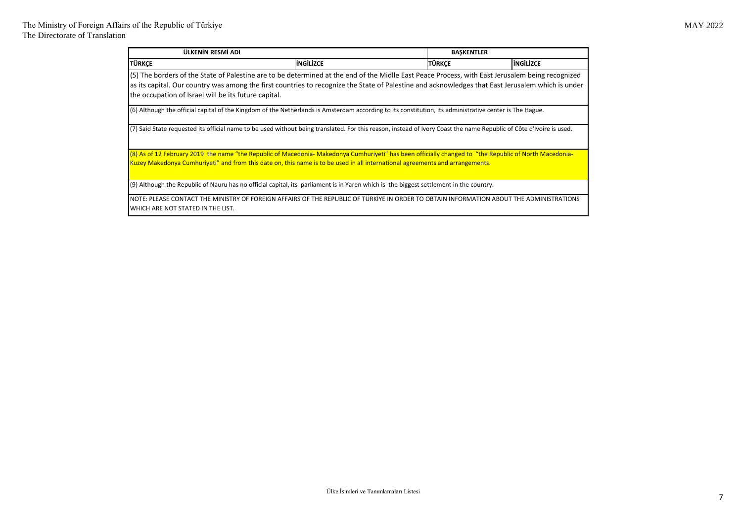| ÜLKENİN RESMİ ADI | | BAŞKENTLER | |
|---|---|---|---|
| TÜRKÇE | İNGİLİZCE | TÜRKÇE | İNGİLİZCE |
| (5) The borders of the State of Palestine are to be determined at the end of the Midlle East Peace Process, with East Jerusalem being recognized as its capital. Our country was among the first countries to recognize the State of Palestine and acknowledges that East Jerusalem which is under the occupation of Israel will be its future capital. | | | |
| (6) Although the official capital of the Kingdom of the Netherlands is Amsterdam according to its constitution, its administrative center is The Hague. | | | |
| (7) Said State requested its official name to be used without being translated. For this reason, instead of Ivory Coast the name Republic of Côte d'Ivoire is used. | | | |
| (8) As of 12 February 2019 the name "the Republic of Macedonia- Makedonya Cumhuriyeti" has been officially changed to "the Republic of North Macedonia-Kuzey Makedonya Cumhuriyeti" and from this date on, this name is to be used in all international agreements and arrangements. | | | |
| (9) Although the Republic of Nauru has no official capital, its parliament is in Yaren which is the biggest settlement in the country. | | | |
| NOTE: PLEASE CONTACT THE MINISTRY OF FOREIGN AFFAIRS OF THE REPUBLIC OF TÜRKİYE IN ORDER TO OBTAIN INFORMATION ABOUT THE ADMINISTRATIONS WHICH ARE NOT STATED IN THE LIST. | | | |